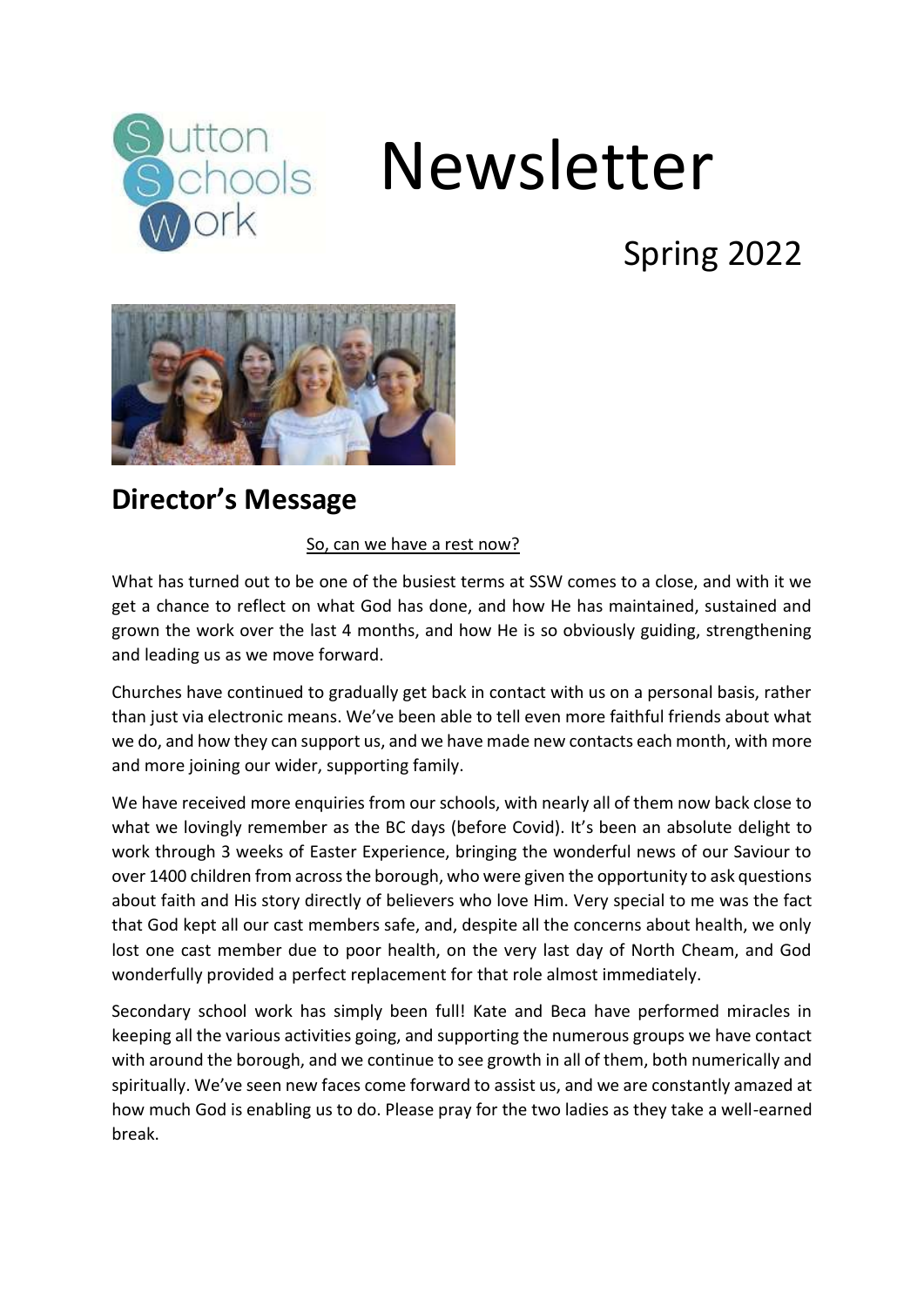# Newsletter

Spring 2022

## Director's Message

So, can we have a rest now?

What has turned out to be one of the busiest terms at SSW comes to a close, and with it we get a chance to reflect on what God has done, and how He has maintained, sustained and grown the work over the last 4 months, and how He is so obviously guiding, strengthening and leading us as we move forward.

Churches have continued to gradually get back in contact with us on a personal basis, rather than just via electronic means. We've been able to tell even more faithful friends about what we do, and how they can support us, and we have made new contacts each month, with more and more joining our wider, supporting family.

We have received more enquiries from our schools, with nearly all of them now back close to what we lovingly remember as the BC days (before Covid). It's been an absolute delight to work through 3 weeks of Easter Experience, bringing the wonderful news of our Saviour to over 1400 children from across the borough, who were given the opportunity to ask questions about faith and His story directly of believers who love Him. Very special to me was the fact that God kept all our cast members safe, and, despite all the concerns about health, we only lost one cast member due to poor health, on the very last day of North Cheam, and God wonderfully provided a perfect replacement for that role almost immediately.

Secondary school work has simply been full! Kate and Beca have performed miracles in keeping all the various activities going, and supporting the numerous groups we have contact with around the borough, and we continue to see growth in all of them, both numerically and spiritually. We've seen new faces come forward to assist us, and we are constantly amazed at how much God is enabling us to do. Please pray for the two ladies as they take a well-earned break.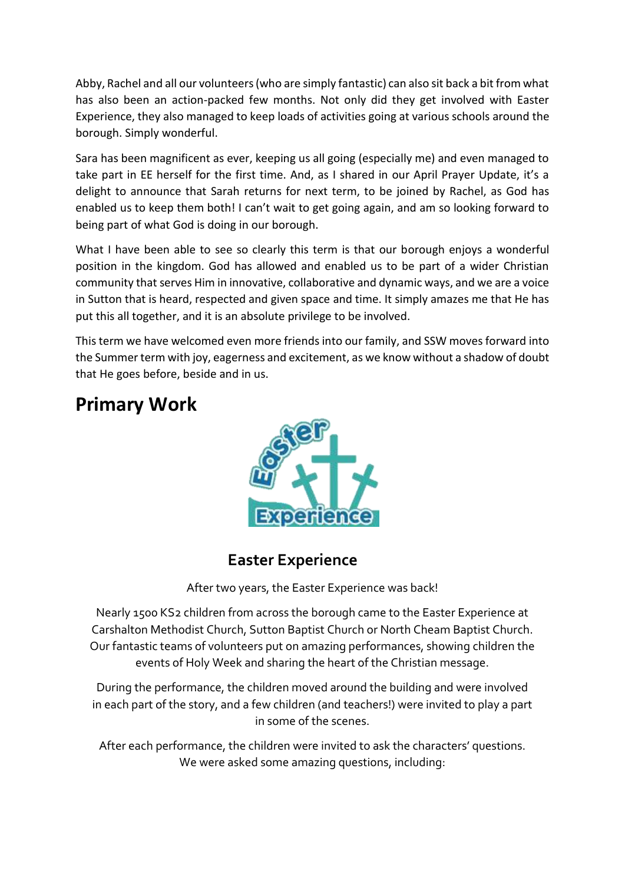Abby, Rachel and all our volunteers (who are simply fantastic) can also sit back a bit from what has also been an action-packed few months. Not only did they get involved with Easter Experience, they also managed to keep loads of activities going at various schools around the borough. Simply wonderful.

Sara has been magnificent as ever, keeping us all going (especially me) and even managed to take part in EE herself for the first time. And, as I shared in our April Prayer Update, it's a delight to announce that Sarah returns for next term, to be joined by Rachel, as God has enabled us to keep them both! I can't wait to get going again, and am so looking forward to being part of what God is doing in our borough.

What I have been able to see so clearly this term is that our borough enjoys a wonderful position in the kingdom. God has allowed and enabled us to be part of a wider Christian community that serves Him in innovative, collaborative and dynamic ways, and we are a voice in Sutton that is heard, respected and given space and time. It simply amazes me that He has put this all together, and it is an absolute privilege to be involved.

This term we have welcomed even more friends into our family, and SSW moves forward into the Summer term with joy, eagerness and excitement, as we know without a shadow of doubt that He goes before, beside and in us.

# Primary Work

### Easter Experience

After two years, the Easter Experience was back!

Nearly 1500 KS2 children from across the borough came to the Easter Experience at Carshalton Methodist Church, Sutton Baptist Church or North Cheam Baptist Church. Our fantastic teams of volunteers put on amazing performances, showing children the events of Holy Week and sharing the heart of the Christian message.

During the performance, the children moved around the building and were involved in each part of the story, and a few children (and teachers!) were invited to play a part in some of the scenes.

After each performance, the children were invited to ask the characters' questions. We were asked some amazing questions, including: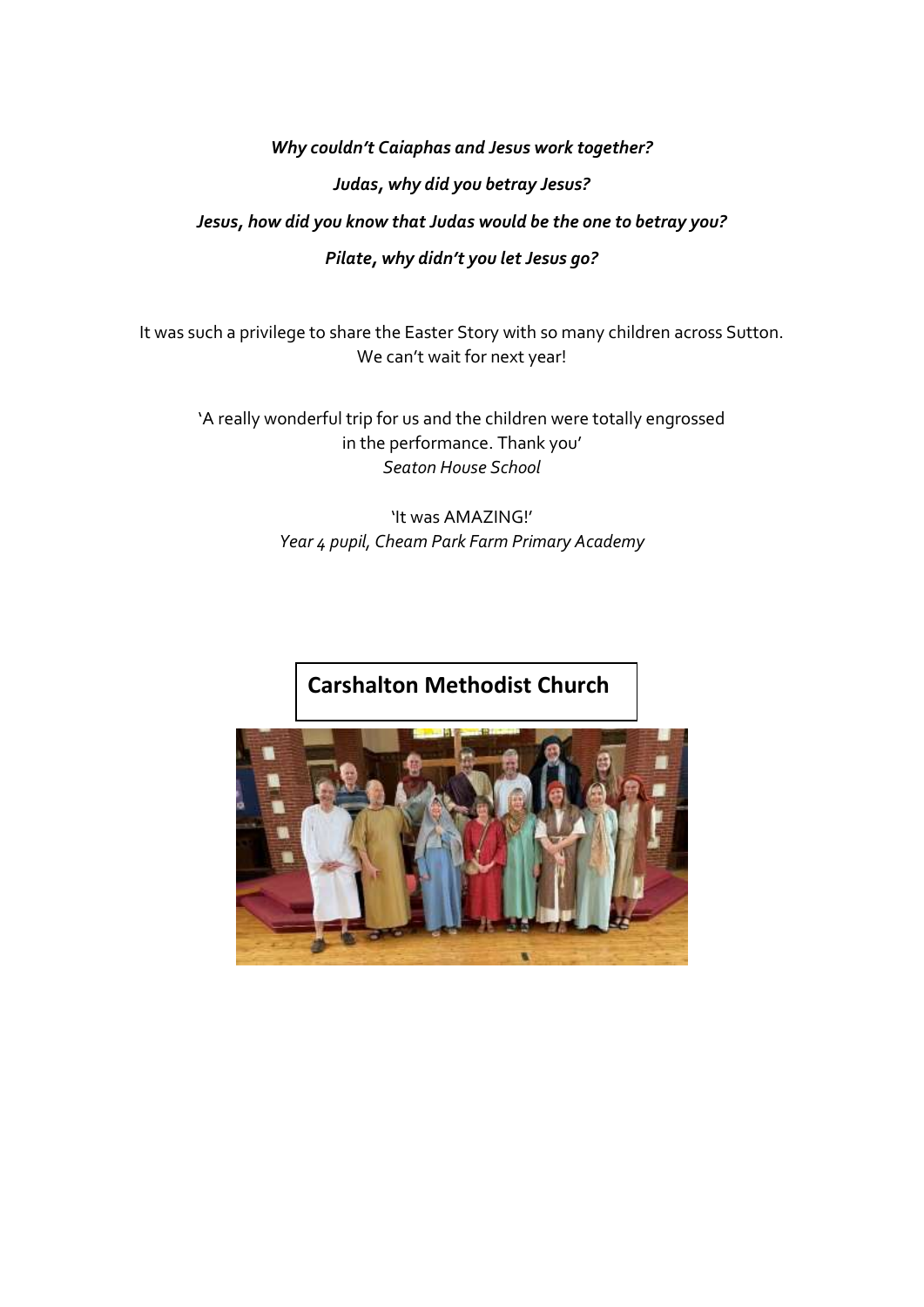***Why couldn't Caiaphas and Jesus work together?***

***Judas, why did you betray Jesus?***

***Jesus, how did you know that Judas would be the one to betray you?***

***Pilate, why didn't you let Jesus go?***

It was such a privilege to share the Easter Story with so many children across Sutton. We can't wait for next year!

'A really wonderful trip for us and the children were totally engrossed in the performance. Thank you'
*Seaton House School*

'It was AMAZING!'
*Year 4 pupil, Cheam Park Farm Primary Academy*

**Carshalton Methodist Church**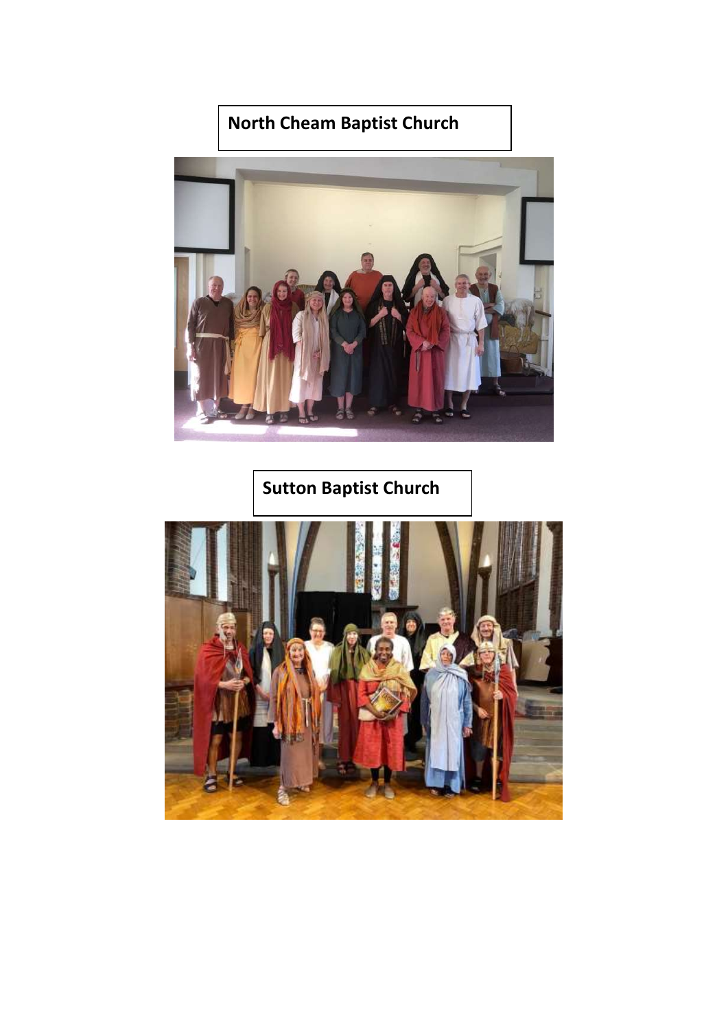**North Cheam Baptist Church**

**Sutton Baptist Church**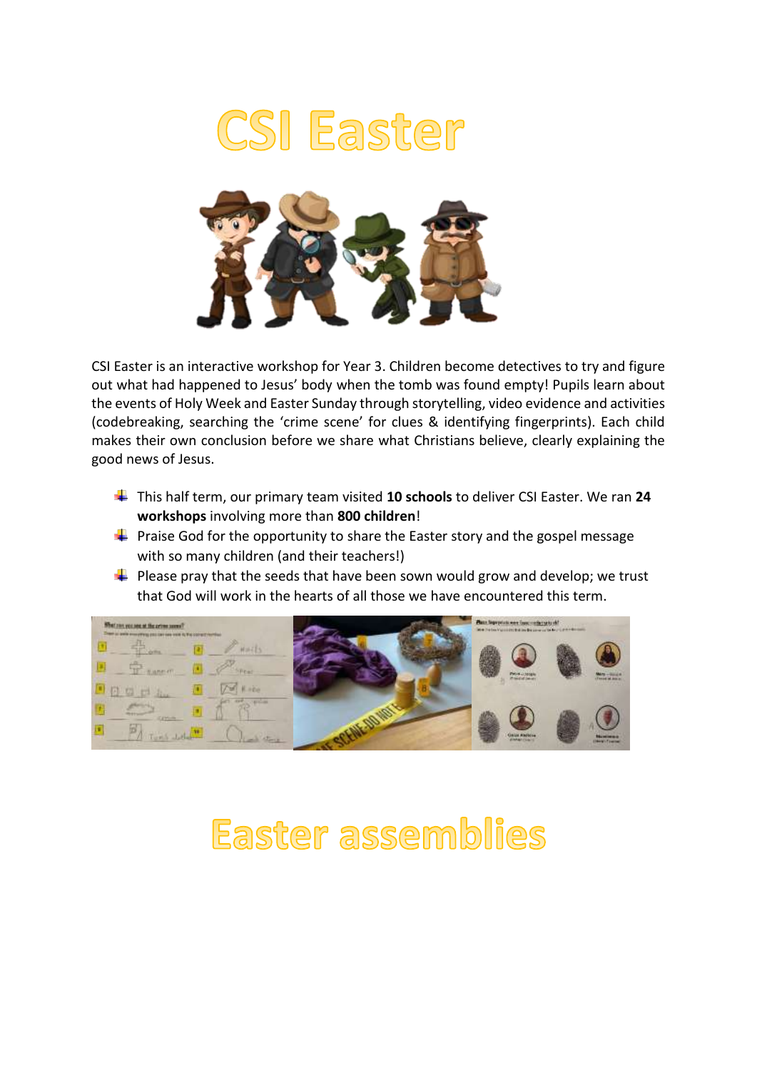# CSI Easter

CSI Easter is an interactive workshop for Year 3. Children become detectives to try and figure out what had happened to Jesus' body when the tomb was found empty! Pupils learn about the events of Holy Week and Easter Sunday through storytelling, video evidence and activities (codebreaking, searching the 'crime scene' for clues & identifying fingerprints). Each child makes their own conclusion before we share what Christians believe, clearly explaining the good news of Jesus.

- This half term, our primary team visited **10 schools** to deliver CSI Easter. We ran **24 workshops** involving more than **800 children**!
- Praise God for the opportunity to share the Easter story and the gospel message with so many children (and their teachers!)
- Please pray that the seeds that have been sown would grow and develop; we trust that God will work in the hearts of all those we have encountered this term.

# Easter assemblies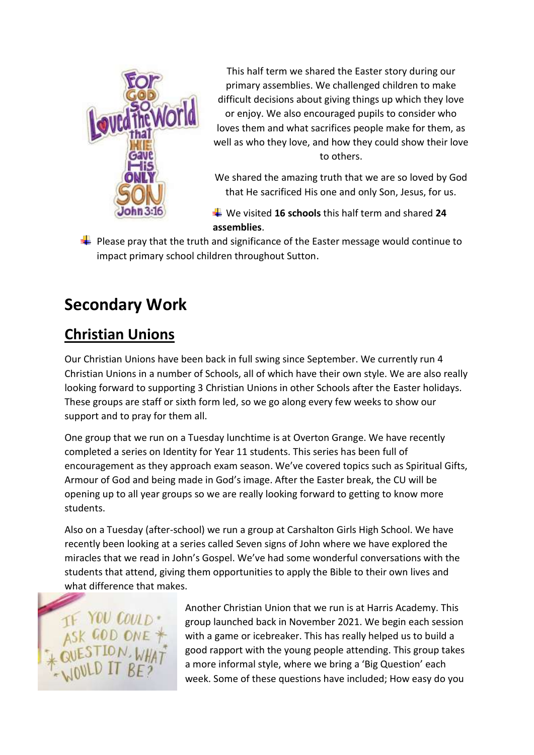This half term we shared the Easter story during our primary assemblies. We challenged children to make difficult decisions about giving things up which they love or enjoy. We also encouraged pupils to consider who loves them and what sacrifices people make for them, as well as who they love, and how they could show their love to others.

We shared the amazing truth that we are so loved by God that He sacrificed His one and only Son, Jesus, for us.

- We visited **16 schools** this half term and shared **24 assemblies**.
- Please pray that the truth and significance of the Easter message would continue to impact primary school children throughout Sutton.

# Secondary Work

## Christian Unions

Our Christian Unions have been back in full swing since September. We currently run 4 Christian Unions in a number of Schools, all of which have their own style. We are also really looking forward to supporting 3 Christian Unions in other Schools after the Easter holidays. These groups are staff or sixth form led, so we go along every few weeks to show our support and to pray for them all.

One group that we run on a Tuesday lunchtime is at Overton Grange. We have recently completed a series on Identity for Year 11 students. This series has been full of encouragement as they approach exam season. We've covered topics such as Spiritual Gifts, Armour of God and being made in God's image. After the Easter break, the CU will be opening up to all year groups so we are really looking forward to getting to know more students.

Also on a Tuesday (after-school) we run a group at Carshalton Girls High School. We have recently been looking at a series called Seven signs of John where we have explored the miracles that we read in John's Gospel. We've had some wonderful conversations with the students that attend, giving them opportunities to apply the Bible to their own lives and what difference that makes.

Another Christian Union that we run is at Harris Academy. This group launched back in November 2021. We begin each session with a game or icebreaker. This has really helped us to build a good rapport with the young people attending. This group takes a more informal style, where we bring a 'Big Question' each week. Some of these questions have included; How easy do you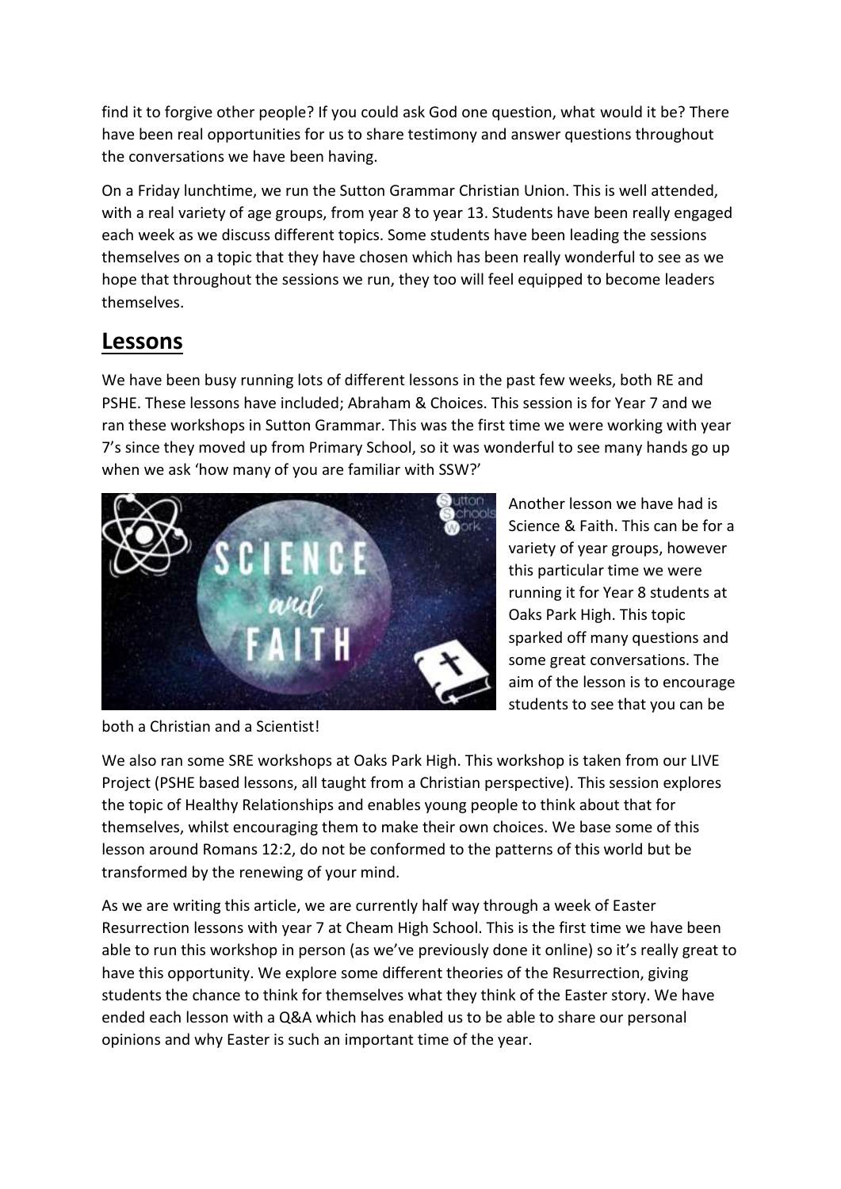find it to forgive other people? If you could ask God one question, what would it be? There have been real opportunities for us to share testimony and answer questions throughout the conversations we have been having.

On a Friday lunchtime, we run the Sutton Grammar Christian Union. This is well attended, with a real variety of age groups, from year 8 to year 13. Students have been really engaged each week as we discuss different topics. Some students have been leading the sessions themselves on a topic that they have chosen which has been really wonderful to see as we hope that throughout the sessions we run, they too will feel equipped to become leaders themselves.

## Lessons

We have been busy running lots of different lessons in the past few weeks, both RE and PSHE. These lessons have included; Abraham & Choices. This session is for Year 7 and we ran these workshops in Sutton Grammar. This was the first time we were working with year 7's since they moved up from Primary School, so it was wonderful to see many hands go up when we ask 'how many of you are familiar with SSW?'

Another lesson we have had is Science & Faith. This can be for a variety of year groups, however this particular time we were running it for Year 8 students at Oaks Park High. This topic sparked off many questions and some great conversations. The aim of the lesson is to encourage students to see that you can be both a Christian and a Scientist!

We also ran some SRE workshops at Oaks Park High. This workshop is taken from our LIVE Project (PSHE based lessons, all taught from a Christian perspective). This session explores the topic of Healthy Relationships and enables young people to think about that for themselves, whilst encouraging them to make their own choices. We base some of this lesson around Romans 12:2, do not be conformed to the patterns of this world but be transformed by the renewing of your mind.

As we are writing this article, we are currently half way through a week of Easter Resurrection lessons with year 7 at Cheam High School. This is the first time we have been able to run this workshop in person (as we've previously done it online) so it's really great to have this opportunity. We explore some different theories of the Resurrection, giving students the chance to think for themselves what they think of the Easter story. We have ended each lesson with a Q&A which has enabled us to be able to share our personal opinions and why Easter is such an important time of the year.